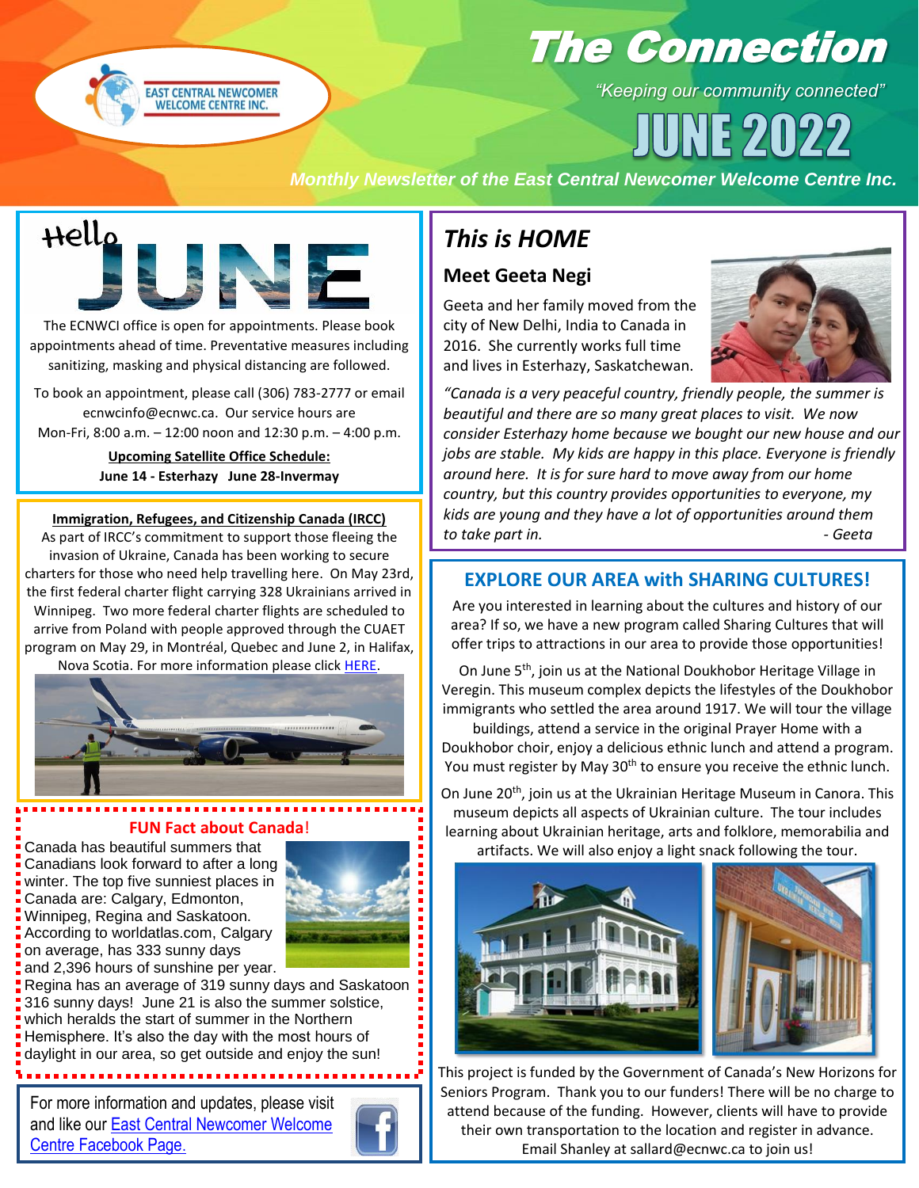# The Connection

*"Keeping our community connected"*

**JUNE 2022**

***Monthly Newsletter of the East Central Newcomer Welcome Centre Inc.***

EAST CENTRAL NEWCOMER WELCOME CENTRE INC.

## Hello JUNE

The ECNWCI office is open for appointments. Please book appointments ahead of time. Preventative measures including sanitizing, masking and physical distancing are followed.

To book an appointment, please call (306) 783-2777 or email ecnwcinfo@ecnwc.ca. Our service hours are Mon-Fri, 8:00 a.m. – 12:00 noon and 12:30 p.m. – 4:00 p.m.

**Upcoming Satellite Office Schedule:**
**June 14 - Esterhazy June 28-Invermay**

**Immigration, Refugees, and Citizenship Canada (IRCC)**

As part of IRCC's commitment to support those fleeing the invasion of Ukraine, Canada has been working to secure charters for those who need help travelling here. On May 23rd, the first federal charter flight carrying 328 Ukrainians arrived in Winnipeg. Two more federal charter flights are scheduled to arrive from Poland with people approved through the CUAET program on May 29, in Montréal, Quebec and June 2, in Halifax, Nova Scotia. For more information please click HERE.

### FUN Fact about Canada!

Canada has beautiful summers that Canadians look forward to after a long winter. The top five sunniest places in Canada are: Calgary, Edmonton, Winnipeg, Regina and Saskatoon. According to worldatlas.com, Calgary on average, has 333 sunny days and 2,396 hours of sunshine per year. Regina has an average of 319 sunny days and Saskatoon 316 sunny days! June 21 is also the summer solstice, which heralds the start of summer in the Northern Hemisphere. It's also the day with the most hours of daylight in our area, so get outside and enjoy the sun!

For more information and updates, please visit and like our East Central Newcomer Welcome Centre Facebook Page.

## *This is HOME*

### Meet Geeta Negi

Geeta and her family moved from the city of New Delhi, India to Canada in 2016. She currently works full time and lives in Esterhazy, Saskatchewan.

*"Canada is a very peaceful country, friendly people, the summer is beautiful and there are so many great places to visit. We now consider Esterhazy home because we bought our new house and our jobs are stable. My kids are happy in this place. Everyone is friendly around here. It is for sure hard to move away from our home country, but this country provides opportunities to everyone, my kids are young and they have a lot of opportunities around them to take part in. - Geeta*

## EXPLORE OUR AREA with SHARING CULTURES!

Are you interested in learning about the cultures and history of our area? If so, we have a new program called Sharing Cultures that will offer trips to attractions in our area to provide those opportunities!

On June 5th, join us at the National Doukhobor Heritage Village in Veregin. This museum complex depicts the lifestyles of the Doukhobor immigrants who settled the area around 1917. We will tour the village buildings, attend a service in the original Prayer Home with a Doukhobor choir, enjoy a delicious ethnic lunch and attend a program. You must register by May 30th to ensure you receive the ethnic lunch.

On June 20th, join us at the Ukrainian Heritage Museum in Canora. This museum depicts all aspects of Ukrainian culture. The tour includes learning about Ukrainian heritage, arts and folklore, memorabilia and artifacts. We will also enjoy a light snack following the tour.

This project is funded by the Government of Canada's New Horizons for Seniors Program. Thank you to our funders! There will be no charge to attend because of the funding. However, clients will have to provide their own transportation to the location and register in advance. Email Shanley at sallard@ecnwc.ca to join us!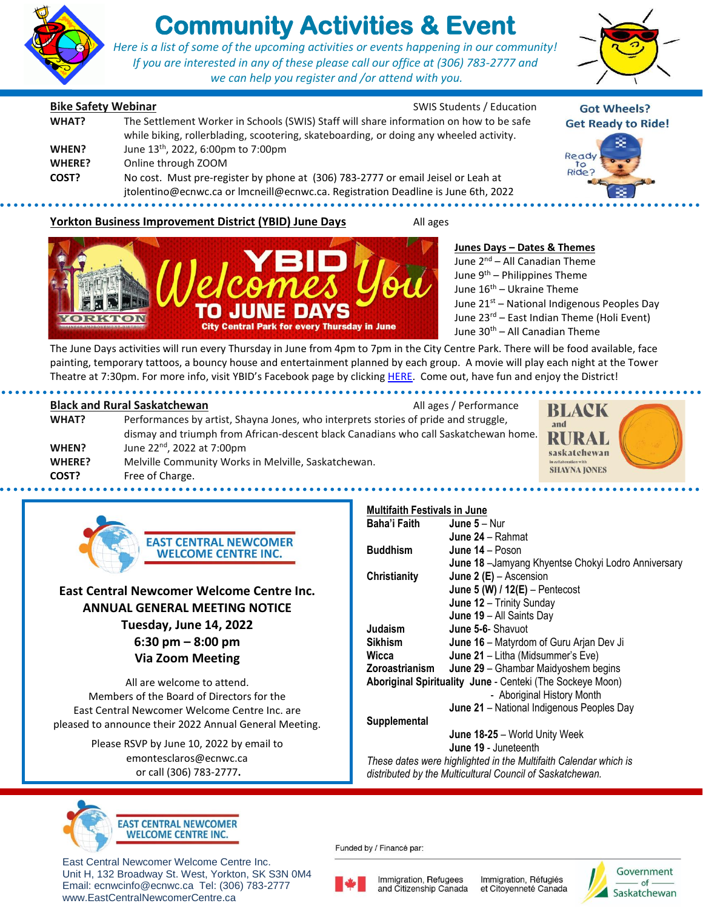# Community Activities & Event

*Here is a list of some of the upcoming activities or events happening in our community! If you are interested in any of these please call our office at (306) 783-2777 and we can help you register and /or attend with you.*

## Bike Safety Webinar

SWIS Students / Education

**WHAT?** The Settlement Worker in Schools (SWIS) Staff will share information on how to be safe while biking, rollerblading, scootering, skateboarding, or doing any wheeled activity.

**WHEN?** June 13th, 2022, 6:00pm to 7:00pm

**WHERE?** Online through ZOOM

**COST?** No cost. Must pre-register by phone at (306) 783-2777 or email Jeisel or Leah at jtolentino@ecnwc.ca or lmcneill@ecnwc.ca. Registration Deadline is June 6th, 2022

Got Wheels? Get Ready to Ride!

Ready to Ride?

## Yorkton Business Improvement District (YBID) June Days

All ages

YBID Welcomes You TO JUNE DAYS

City Central Park for every Thursday in June

YORKTON

**Junes Days – Dates & Themes**

June 2nd – All Canadian Theme
June 9th – Philippines Theme
June 16th – Ukraine Theme
June 21st – National Indigenous Peoples Day
June 23rd – East Indian Theme (Holi Event)
June 30th – All Canadian Theme

The June Days activities will run every Thursday in June from 4pm to 7pm in the City Centre Park. There will be food available, face painting, temporary tattoos, a bouncy house and entertainment planned by each group. A movie will play each night at the Tower Theatre at 7:30pm. For more info, visit YBID's Facebook page by clicking HERE. Come out, have fun and enjoy the District!

## Black and Rural Saskatchewan

All ages / Performance

**WHAT?** Performances by artist, Shayna Jones, who interprets stories of pride and struggle, dismay and triumph from African-descent black Canadians who call Saskatchewan home.

**WHEN?** June 22nd, 2022 at 7:00pm

**WHERE?** Melville Community Works in Melville, Saskatchewan.

**COST?** Free of Charge.

BLACK and RURAL saskatchewan in collaboration with SHAYNA JONES

---

EAST CENTRAL NEWCOMER WELCOME CENTRE INC.

**East Central Newcomer Welcome Centre Inc.**
**ANNUAL GENERAL MEETING NOTICE**
**Tuesday, June 14, 2022**
**6:30 pm – 8:00 pm**
**Via Zoom Meeting**

All are welcome to attend.
Members of the Board of Directors for the East Central Newcomer Welcome Centre Inc. are pleased to announce their 2022 Annual General Meeting.

Please RSVP by June 10, 2022 by email to emontesclaros@ecnwc.ca or call (306) 783-2777.

## Multifaith Festivals in June

| | |
|---|---|
| **Baha'i Faith** | **June 5** – Nur |
| | **June 24** – Rahmat |
| **Buddhism** | **June 14** – Poson |
| | **June 18** –Jamyang Khyentse Chokyi Lodro Anniversary |
| **Christianity** | **June 2 (E)** – Ascension |
| | **June 5 (W) / 12(E)** – Pentecost |
| | **June 12** – Trinity Sunday |
| | **June 19** – All Saints Day |
| **Judaism** | **June 5-6**- Shavuot |
| **Sikhism** | **June 16** – Matyrdom of Guru Arjan Dev Ji |
| **Wicca** | **June 21** – Litha (Midsummer's Eve) |
| **Zoroastrianism** | **June 29** – Ghambar Maidyoshem begins |
| **Aboriginal Spirituality** | **June** - Centeki (The Sockeye Moon) |
| | - Aboriginal History Month |
| | **June 21** – National Indigenous Peoples Day |
| **Supplemental** | |
| | **June 18-25** – World Unity Week |
| | **June 19** - Juneteenth |

*These dates were highlighted in the Multifaith Calendar which is distributed by the Multicultural Council of Saskatchewan.*

---

EAST CENTRAL NEWCOMER WELCOME CENTRE INC.

East Central Newcomer Welcome Centre Inc.
Unit H, 132 Broadway St. West, Yorkton, SK S3N 0M4
Email: ecnwcinfo@ecnwc.ca Tel: (306) 783-2777
www.EastCentralNewcomerCentre.ca

Funded by / Financé par:

Immigration, Refugees and Citizenship Canada / Immigration, Réfugiés et Citoyenneté Canada

Government of Saskatchewan